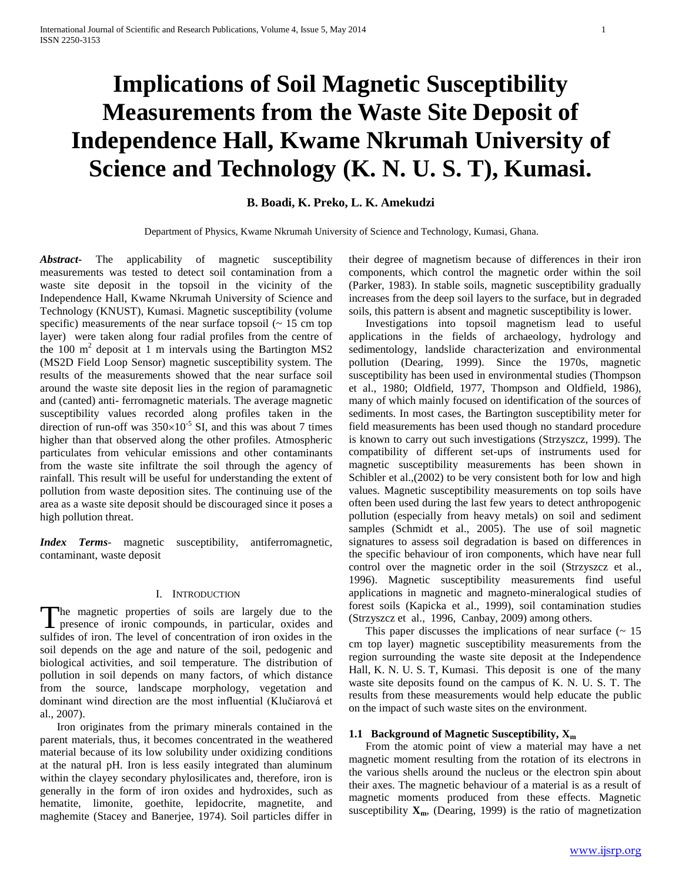# Implications of Soil Magnetic Susceptibility Measurements from the Waste Site Deposit of Independence Hall, Kwame Nkrumah University of Science and Technology (K. N. U. S. T), Kumasi.

**B. Boadi, K. Preko, L. K. Amekudzi**

Department of Physics, Kwame Nkrumah University of Science and Technology, Kumasi, Ghana.

***Abstract*-** The applicability of magnetic susceptibility measurements was tested to detect soil contamination from a waste site deposit in the topsoil in the vicinity of the Independence Hall, Kwame Nkrumah University of Science and Technology (KNUST), Kumasi. Magnetic susceptibility (volume specific) measurements of the near surface topsoil (~ 15 cm top layer) were taken along four radial profiles from the centre of the 100 $m^2$ deposit at 1 m intervals using the Bartington MS2 (MS2D Field Loop Sensor) magnetic susceptibility system. The results of the measurements showed that the near surface soil around the waste site deposit lies in the region of paramagnetic and (canted) anti- ferromagnetic materials. The average magnetic susceptibility values recorded along profiles taken in the direction of run-off was $350\times10^{-5}$ SI, and this was about 7 times higher than that observed along the other profiles. Atmospheric particulates from vehicular emissions and other contaminants from the waste site infiltrate the soil through the agency of rainfall. This result will be useful for understanding the extent of pollution from waste deposition sites. The continuing use of the area as a waste site deposit should be discouraged since it poses a high pollution threat.

***Index Terms*-** magnetic susceptibility, antiferromagnetic, contaminant, waste deposit

## I. Introduction

The magnetic properties of soils are largely due to the presence of ironic compounds, in particular, oxides and sulfides of iron. The level of concentration of iron oxides in the soil depends on the age and nature of the soil, pedogenic and biological activities, and soil temperature. The distribution of pollution in soil depends on many factors, of which distance from the source, landscape morphology, vegetation and dominant wind direction are the most influential (Klučiarová et al., 2007).

Iron originates from the primary minerals contained in the parent materials, thus, it becomes concentrated in the weathered material because of its low solubility under oxidizing conditions at the natural pH. Iron is less easily integrated than aluminum within the clayey secondary phylosilicates and, therefore, iron is generally in the form of iron oxides and hydroxides, such as hematite, limonite, goethite, lepidocrite, magnetite, and maghemite (Stacey and Banerjee, 1974). Soil particles differ in their degree of magnetism because of differences in their iron components, which control the magnetic order within the soil (Parker, 1983). In stable soils, magnetic susceptibility gradually increases from the deep soil layers to the surface, but in degraded soils, this pattern is absent and magnetic susceptibility is lower.

Investigations into topsoil magnetism lead to useful applications in the fields of archaeology, hydrology and sedimentology, landslide characterization and environmental pollution (Dearing, 1999). Since the 1970s, magnetic susceptibility has been used in environmental studies (Thompson et al., 1980; Oldfield, 1977, Thompson and Oldfield, 1986), many of which mainly focused on identification of the sources of sediments. In most cases, the Bartington susceptibility meter for field measurements has been used though no standard procedure is known to carry out such investigations (Strzyszcz, 1999). The compatibility of different set-ups of instruments used for magnetic susceptibility measurements has been shown in Schibler et al.,(2002) to be very consistent both for low and high values. Magnetic susceptibility measurements on top soils have often been used during the last few years to detect anthropogenic pollution (especially from heavy metals) on soil and sediment samples (Schmidt et al., 2005). The use of soil magnetic signatures to assess soil degradation is based on differences in the specific behaviour of iron components, which have near full control over the magnetic order in the soil (Strzyszcz et al., 1996). Magnetic susceptibility measurements find useful applications in magnetic and magneto-mineralogical studies of forest soils (Kapicka et al., 1999), soil contamination studies (Strzyszcz et al., 1996, Canbay, 2009) among others.

This paper discusses the implications of near surface (~ 15 cm top layer) magnetic susceptibility measurements from the region surrounding the waste site deposit at the Independence Hall, K. N. U. S. T, Kumasi. This deposit is one of the many waste site deposits found on the campus of K. N. U. S. T. The results from these measurements would help educate the public on the impact of such waste sites on the environment.

### 1.1 Background of Magnetic Susceptibility, $X_m$

From the atomic point of view a material may have a net magnetic moment resulting from the rotation of its electrons in the various shells around the nucleus or the electron spin about their axes. The magnetic behaviour of a material is as a result of magnetic moments produced from these effects. Magnetic susceptibility $\mathbf{X_m}$, (Dearing, 1999) is the ratio of magnetization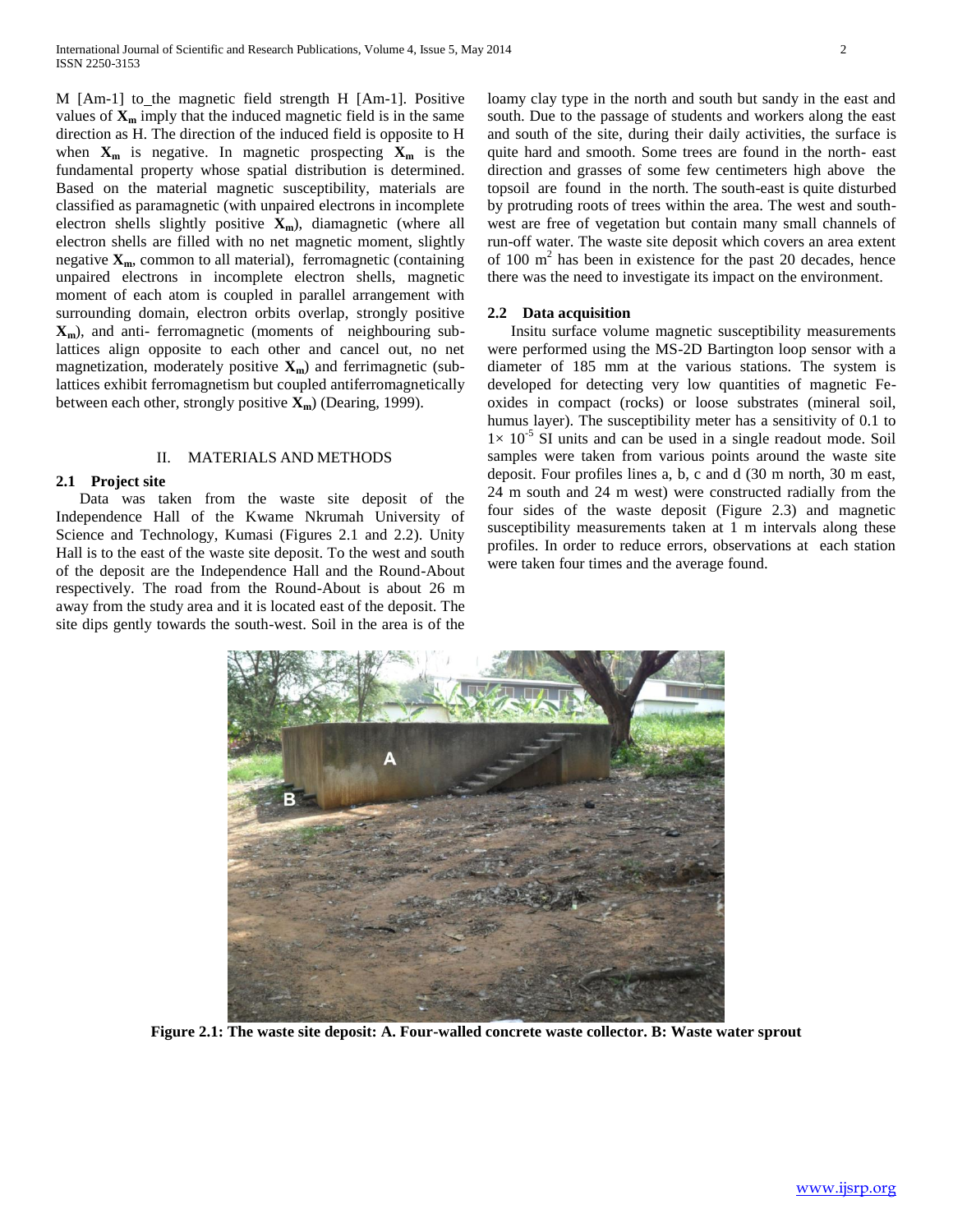M [Am-1] to_the magnetic field strength H [Am-1]. Positive values of $X_m$ imply that the induced magnetic field is in the same direction as H. The direction of the induced field is opposite to H when $X_m$ is negative. In magnetic prospecting $X_m$ is the fundamental property whose spatial distribution is determined. Based on the material magnetic susceptibility, materials are classified as paramagnetic (with unpaired electrons in incomplete electron shells slightly positive $X_m$), diamagnetic (where all electron shells are filled with no net magnetic moment, slightly negative $X_m$, common to all material), ferromagnetic (containing unpaired electrons in incomplete electron shells, magnetic moment of each atom is coupled in parallel arrangement with surrounding domain, electron orbits overlap, strongly positive $X_m$), and anti- ferromagnetic (moments of neighbouring sub-lattices align opposite to each other and cancel out, no net magnetization, moderately positive $X_m$) and ferrimagnetic (sub-lattices exhibit ferromagnetism but coupled antiferromagnetically between each other, strongly positive $X_m$) (Dearing, 1999).

## II. MATERIALS AND METHODS

### 2.1 Project site

Data was taken from the waste site deposit of the Independence Hall of the Kwame Nkrumah University of Science and Technology, Kumasi (Figures 2.1 and 2.2). Unity Hall is to the east of the waste site deposit. To the west and south of the deposit are the Independence Hall and the Round-About respectively. The road from the Round-About is about 26 m away from the study area and it is located east of the deposit. The site dips gently towards the south-west. Soil in the area is of the loamy clay type in the north and south but sandy in the east and south. Due to the passage of students and workers along the east and south of the site, during their daily activities, the surface is quite hard and smooth. Some trees are found in the north- east direction and grasses of some few centimeters high above the topsoil are found in the north. The south-east is quite disturbed by protruding roots of trees within the area. The west and south-west are free of vegetation but contain many small channels of run-off water. The waste site deposit which covers an area extent of 100 m$^2$ has been in existence for the past 20 decades, hence there was the need to investigate its impact on the environment.

### 2.2 Data acquisition

Insitu surface volume magnetic susceptibility measurements were performed using the MS-2D Bartington loop sensor with a diameter of 185 mm at the various stations. The system is developed for detecting very low quantities of magnetic Fe-oxides in compact (rocks) or loose substrates (mineral soil, humus layer). The susceptibility meter has a sensitivity of 0.1 to $1\times 10^{-5}$ SI units and can be used in a single readout mode. Soil samples were taken from various points around the waste site deposit. Four profiles lines a, b, c and d (30 m north, 30 m east, 24 m south and 24 m west) were constructed radially from the four sides of the waste deposit (Figure 2.3) and magnetic susceptibility measurements taken at 1 m intervals along these profiles. In order to reduce errors, observations at each station were taken four times and the average found.

**Figure 2.1: The waste site deposit: A. Four-walled concrete waste collector. B: Waste water sprout**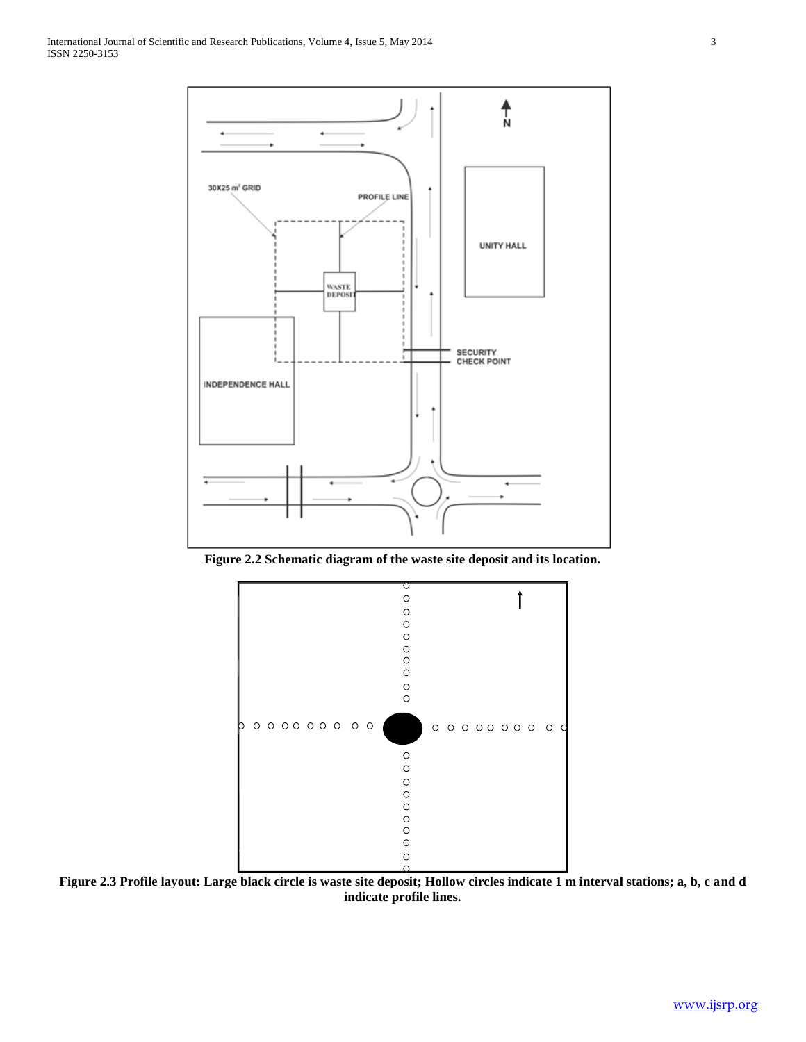**Figure 2.2 Schematic diagram of the waste site deposit and its location.**

**Figure 2.3 Profile layout: Large black circle is waste site deposit; Hollow circles indicate 1 m interval stations; a, b, c and d indicate profile lines.**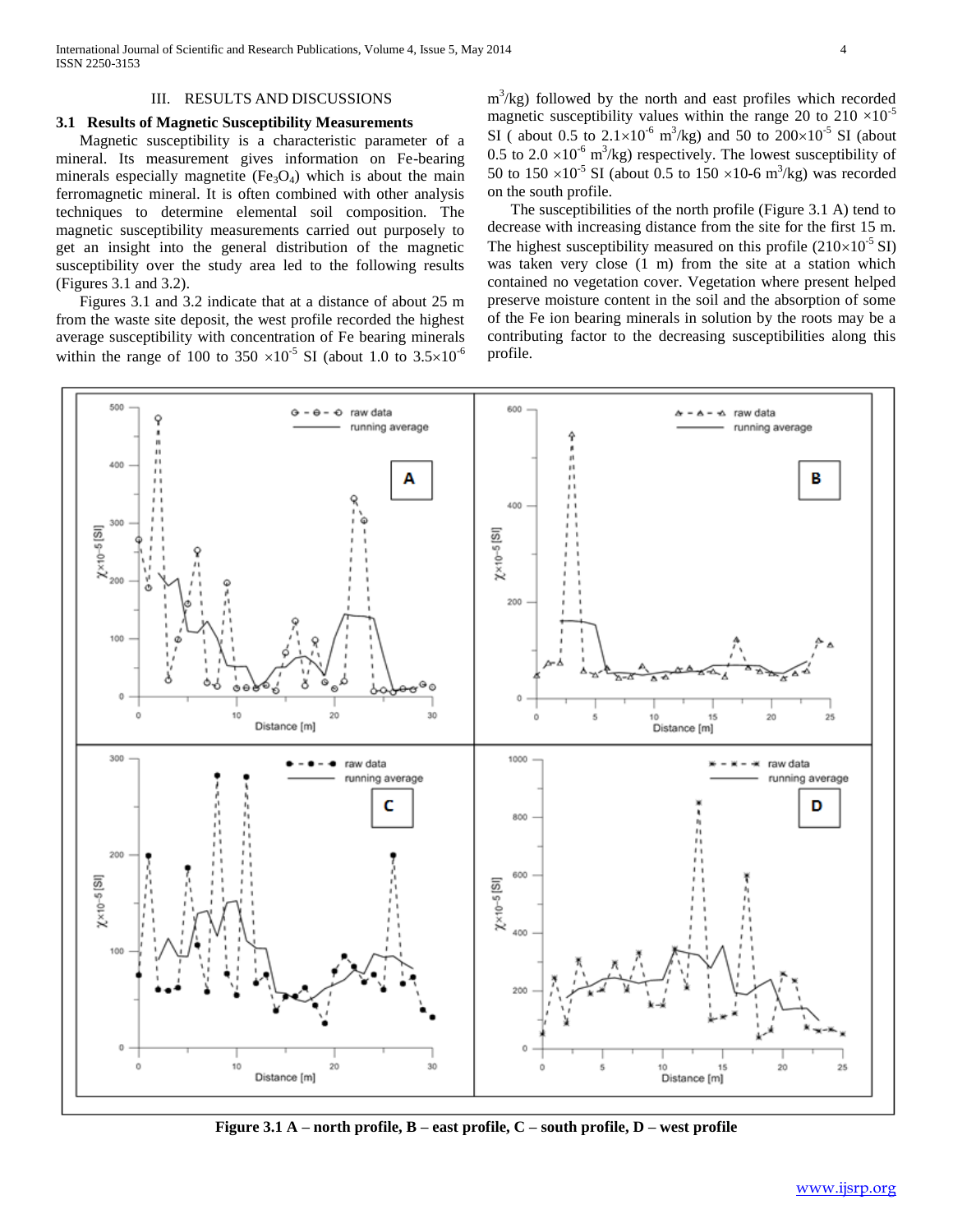## III. RESULTS AND DISCUSSIONS

### 3.1 Results of Magnetic Susceptibility Measurements

Magnetic susceptibility is a characteristic parameter of a mineral. Its measurement gives information on Fe-bearing minerals especially magnetite ($Fe_3O_4$) which is about the main ferromagnetic mineral. It is often combined with other analysis techniques to determine elemental soil composition. The magnetic susceptibility measurements carried out purposely to get an insight into the general distribution of the magnetic susceptibility over the study area led to the following results (Figures 3.1 and 3.2).

Figures 3.1 and 3.2 indicate that at a distance of about 25 m from the waste site deposit, the west profile recorded the highest average susceptibility with concentration of Fe bearing minerals within the range of 100 to 350 $\times10^{-5}$ SI (about 1.0 to $3.5\times10^{-6}$ $m^3$/kg) followed by the north and east profiles which recorded magnetic susceptibility values within the range 20 to 210 $\times10^{-5}$ SI ( about 0.5 to $2.1\times10^{-6}$ $m^3$/kg) and 50 to $200\times10^{-5}$ SI (about 0.5 to 2.0 $\times10^{-6}$ $m^3$/kg) respectively. The lowest susceptibility of 50 to 150 $\times10^{-5}$ SI (about 0.5 to 150 $\times$10-6 $m^3$/kg) was recorded on the south profile.

The susceptibilities of the north profile (Figure 3.1 A) tend to decrease with increasing distance from the site for the first 15 m. The highest susceptibility measured on this profile ($210\times10^{-5}$ SI) was taken very close (1 m) from the site at a station which contained no vegetation cover. Vegetation where present helped preserve moisture content in the soil and the absorption of some of the Fe ion bearing minerals in solution by the roots may be a contributing factor to the decreasing susceptibilities along this profile.

**Figure 3.1 A – north profile, B – east profile, C – south profile, D – west profile**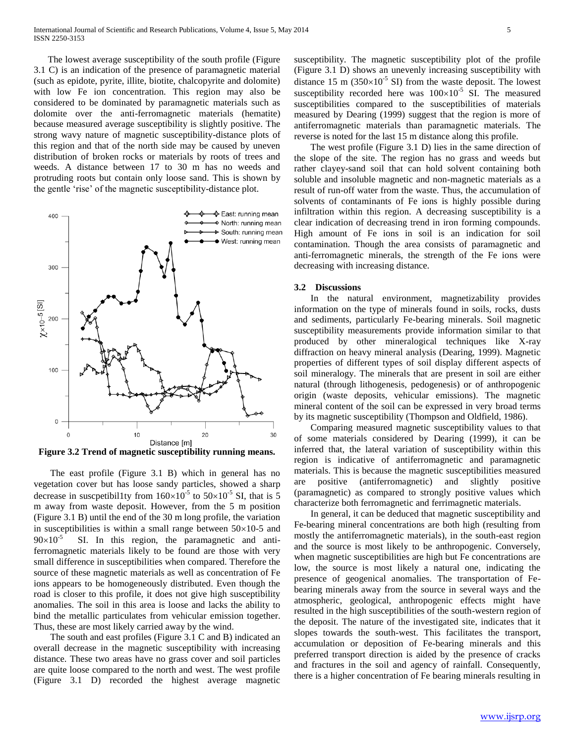The lowest average susceptibility of the south profile (Figure 3.1 C) is an indication of the presence of paramagnetic material (such as epidote, pyrite, illite, biotite, chalcopyrite and dolomite) with low Fe ion concentration. This region may also be considered to be dominated by paramagnetic materials such as dolomite over the anti-ferromagnetic materials (hematite) because measured average susceptibility is slightly positive. The strong wavy nature of magnetic susceptibility-distance plots of this region and that of the north side may be caused by uneven distribution of broken rocks or materials by roots of trees and weeds. A distance between 17 to 30 m has no weeds and protruding roots but contain only loose sand. This is shown by the gentle 'rise' of the magnetic susceptibility-distance plot.

**Figure 3.2 Trend of magnetic susceptibility running means.**

The east profile (Figure 3.1 B) which in general has no vegetation cover but has loose sandy particles, showed a sharp decrease in suscpetibil1ty from $160\times10^{-5}$ to $50\times10^{-5}$ SI, that is 5 m away from waste deposit. However, from the 5 m position (Figure 3.1 B) until the end of the 30 m long profile, the variation in susceptibilities is within a small range between $50\times10$-5 and $90\times10^{-5}$ SI. In this region, the paramagnetic and anti-ferromagnetic materials likely to be found are those with very small difference in susceptibilities when compared. Therefore the source of these magnetic materials as well as concentration of Fe ions appears to be homogeneously distributed. Even though the road is closer to this profile, it does not give high susceptibility anomalies. The soil in this area is loose and lacks the ability to bind the metallic particulates from vehicular emission together. Thus, these are most likely carried away by the wind.

The south and east profiles (Figure 3.1 C and B) indicated an overall decrease in the magnetic susceptibility with increasing distance. These two areas have no grass cover and soil particles are quite loose compared to the north and west. The west profile (Figure 3.1 D) recorded the highest average magnetic susceptibility. The magnetic susceptibility plot of the profile (Figure 3.1 D) shows an unevenly increasing susceptibility with distance 15 m ($350\times10^{-5}$ SI) from the waste deposit. The lowest susceptibility recorded here was $100\times10^{-5}$ SI. The measured susceptibilities compared to the susceptibilities of materials measured by Dearing (1999) suggest that the region is more of antiferromagnetic materials than paramagnetic materials. The reverse is noted for the last 15 m distance along this profile.

The west profile (Figure 3.1 D) lies in the same direction of the slope of the site. The region has no grass and weeds but rather clayey-sand soil that can hold solvent containing both soluble and insoluble magnetic and non-magnetic materials as a result of run-off water from the waste. Thus, the accumulation of solvents of contaminants of Fe ions is highly possible during infiltration within this region. A decreasing susceptibility is a clear indication of decreasing trend in iron forming compounds. High amount of Fe ions in soil is an indication for soil contamination. Though the area consists of paramagnetic and anti-ferromagnetic minerals, the strength of the Fe ions were decreasing with increasing distance.

### 3.2 Discussions

In the natural environment, magnetizability provides information on the type of minerals found in soils, rocks, dusts and sediments, particularly Fe-bearing minerals. Soil magnetic susceptibility measurements provide information similar to that produced by other mineralogical techniques like X-ray diffraction on heavy mineral analysis (Dearing, 1999). Magnetic properties of different types of soil display different aspects of soil mineralogy. The minerals that are present in soil are either natural (through lithogenesis, pedogenesis) or of anthropogenic origin (waste deposits, vehicular emissions). The magnetic mineral content of the soil can be expressed in very broad terms by its magnetic susceptibility (Thompson and Oldfield, 1986).

Comparing measured magnetic susceptibility values to that of some materials considered by Dearing (1999), it can be inferred that, the lateral variation of susceptibility within this region is indicative of antiferromagnetic and paramagnetic materials. This is because the magnetic susceptibilities measured are positive (antiferromagnetic) and slightly positive (paramagnetic) as compared to strongly positive values which characterize both ferromagnetic and ferrimagnetic materials.

In general, it can be deduced that magnetic susceptibility and Fe-bearing mineral concentrations are both high (resulting from mostly the antiferromagnetic materials), in the south-east region and the source is most likely to be anthropogenic. Conversely, when magnetic susceptibilities are high but Fe concentrations are low, the source is most likely a natural one, indicating the presence of geogenical anomalies. The transportation of Fe-bearing minerals away from the source in several ways and the atmospheric, geological, anthropogenic effects might have resulted in the high susceptibilities of the south-western region of the deposit. The nature of the investigated site, indicates that it slopes towards the south-west. This facilitates the transport, accumulation or deposition of Fe-bearing minerals and this preferred transport direction is aided by the presence of cracks and fractures in the soil and agency of rainfall. Consequently, there is a higher concentration of Fe bearing minerals resulting in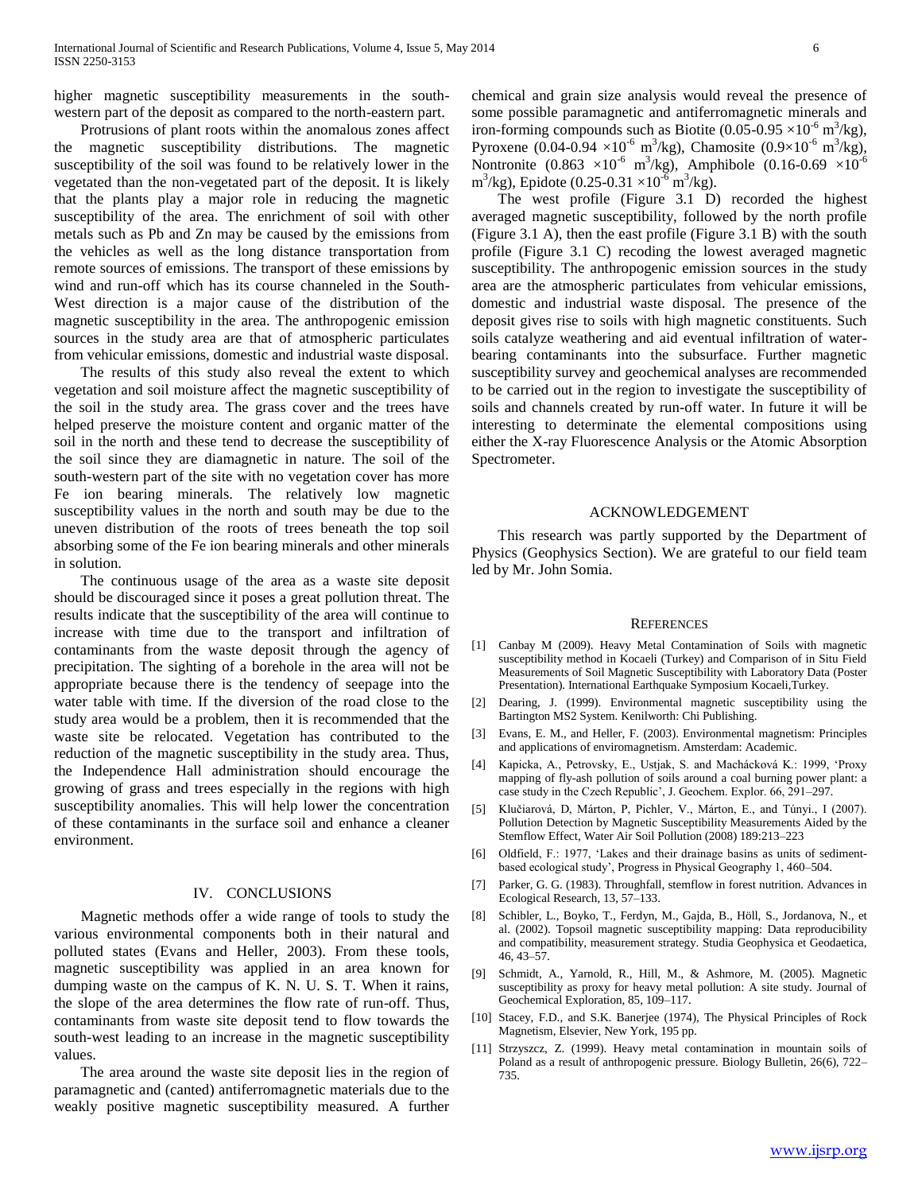higher magnetic susceptibility measurements in the south-western part of the deposit as compared to the north-eastern part.

Protrusions of plant roots within the anomalous zones affect the magnetic susceptibility distributions. The magnetic susceptibility of the soil was found to be relatively lower in the vegetated than the non-vegetated part of the deposit. It is likely that the plants play a major role in reducing the magnetic susceptibility of the area. The enrichment of soil with other metals such as Pb and Zn may be caused by the emissions from the vehicles as well as the long distance transportation from remote sources of emissions. The transport of these emissions by wind and run-off which has its course channeled in the South-West direction is a major cause of the distribution of the magnetic susceptibility in the area. The anthropogenic emission sources in the study area are that of atmospheric particulates from vehicular emissions, domestic and industrial waste disposal.

The results of this study also reveal the extent to which vegetation and soil moisture affect the magnetic susceptibility of the soil in the study area. The grass cover and the trees have helped preserve the moisture content and organic matter of the soil in the north and these tend to decrease the susceptibility of the soil since they are diamagnetic in nature. The soil of the south-western part of the site with no vegetation cover has more Fe ion bearing minerals. The relatively low magnetic susceptibility values in the north and south may be due to the uneven distribution of the roots of trees beneath the top soil absorbing some of the Fe ion bearing minerals and other minerals in solution.

The continuous usage of the area as a waste site deposit should be discouraged since it poses a great pollution threat. The results indicate that the susceptibility of the area will continue to increase with time due to the transport and infiltration of contaminants from the waste deposit through the agency of precipitation. The sighting of a borehole in the area will not be appropriate because there is the tendency of seepage into the water table with time. If the diversion of the road close to the study area would be a problem, then it is recommended that the waste site be relocated. Vegetation has contributed to the reduction of the magnetic susceptibility in the study area. Thus, the Independence Hall administration should encourage the growing of grass and trees especially in the regions with high susceptibility anomalies. This will help lower the concentration of these contaminants in the surface soil and enhance a cleaner environment.

## IV. CONCLUSIONS

Magnetic methods offer a wide range of tools to study the various environmental components both in their natural and polluted states (Evans and Heller, 2003). From these tools, magnetic susceptibility was applied in an area known for dumping waste on the campus of K. N. U. S. T. When it rains, the slope of the area determines the flow rate of run-off. Thus, contaminants from waste site deposit tend to flow towards the south-west leading to an increase in the magnetic susceptibility values.

The area around the waste site deposit lies in the region of paramagnetic and (canted) antiferromagnetic materials due to the weakly positive magnetic susceptibility measured. A further chemical and grain size analysis would reveal the presence of some possible paramagnetic and antiferromagnetic minerals and iron-forming compounds such as Biotite ($0.05\text{-}0.95 \times 10^{-6}$ $m^3/kg$), Pyroxene ($0.04\text{-}0.94 \times 10^{-6}$ $m^3/kg$), Chamosite ($0.9 \times 10^{-6}$ $m^3/kg$), Nontronite ($0.863 \times 10^{-6}$ $m^3/kg$), Amphibole ($0.16\text{-}0.69 \times 10^{-6}$ $m^3/kg$), Epidote ($0.25\text{-}0.31 \times 10^{-6}$ $m^3/kg$).

The west profile (Figure 3.1 D) recorded the highest averaged magnetic susceptibility, followed by the north profile (Figure 3.1 A), then the east profile (Figure 3.1 B) with the south profile (Figure 3.1 C) recoding the lowest averaged magnetic susceptibility. The anthropogenic emission sources in the study area are the atmospheric particulates from vehicular emissions, domestic and industrial waste disposal. The presence of the deposit gives rise to soils with high magnetic constituents. Such soils catalyze weathering and aid eventual infiltration of water-bearing contaminants into the subsurface. Further magnetic susceptibility survey and geochemical analyses are recommended to be carried out in the region to investigate the susceptibility of soils and channels created by run-off water. In future it will be interesting to determinate the elemental compositions using either the X-ray Fluorescence Analysis or the Atomic Absorption Spectrometer.

## ACKNOWLEDGEMENT

This research was partly supported by the Department of Physics (Geophysics Section). We are grateful to our field team led by Mr. John Somia.

## REFERENCES

[1] Canbay M (2009). Heavy Metal Contamination of Soils with magnetic susceptibility method in Kocaeli (Turkey) and Comparison of in Situ Field Measurements of Soil Magnetic Susceptibility with Laboratory Data (Poster Presentation). International Earthquake Symposium Kocaeli,Turkey.

[2] Dearing, J. (1999). Environmental magnetic susceptibility using the Bartington MS2 System. Kenilworth: Chi Publishing.

[3] Evans, E. M., and Heller, F. (2003). Environmental magnetism: Principles and applications of enviromagnetism. Amsterdam: Academic.

[4] Kapicka, A., Petrovsky, E., Ustjak, S. and Machácková K.: 1999, 'Proxy mapping of fly-ash pollution of soils around a coal burning power plant: a case study in the Czech Republic', J. Geochem. Explor. 66, 291–297.

[5] Klučiarová, D, Márton, P, Pichler, V., Márton, E., and Túnyi., I (2007). Pollution Detection by Magnetic Susceptibility Measurements Aided by the Stemflow Effect, Water Air Soil Pollution (2008) 189:213–223

[6] Oldfield, F.: 1977, 'Lakes and their drainage basins as units of sediment-based ecological study', Progress in Physical Geography 1, 460–504.

[7] Parker, G. G. (1983). Throughfall, stemflow in forest nutrition. Advances in Ecological Research, 13, 57–133.

[8] Schibler, L., Boyko, T., Ferdyn, M., Gajda, B., Höll, S., Jordanova, N., et al. (2002). Topsoil magnetic susceptibility mapping: Data reproducibility and compatibility, measurement strategy. Studia Geophysica et Geodaetica, 46, 43–57.

[9] Schmidt, A., Yarnold, R., Hill, M., & Ashmore, M. (2005). Magnetic susceptibility as proxy for heavy metal pollution: A site study. Journal of Geochemical Exploration, 85, 109–117.

[10] Stacey, F.D., and S.K. Banerjee (1974), The Physical Principles of Rock Magnetism, Elsevier, New York, 195 pp.

[11] Strzyszcz, Z. (1999). Heavy metal contamination in mountain soils of Poland as a result of anthropogenic pressure. Biology Bulletin, 26(6), 722–735.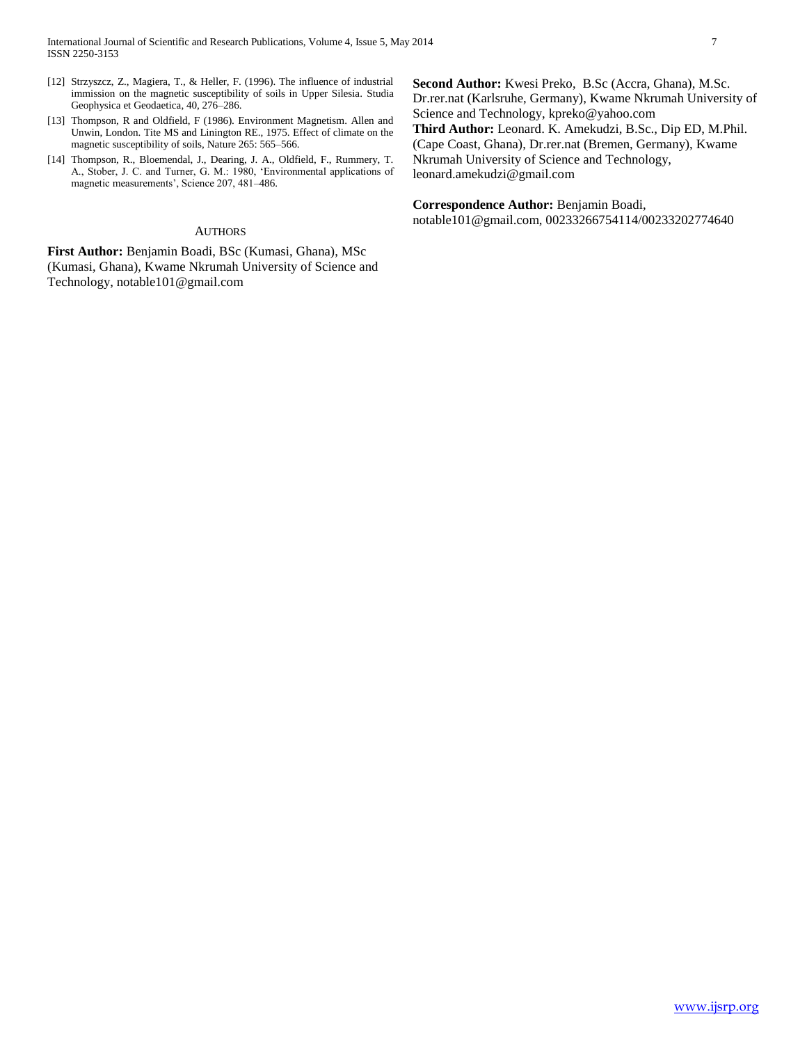[12] Strzyszcz, Z., Magiera, T., & Heller, F. (1996). The influence of industrial immission on the magnetic susceptibility of soils in Upper Silesia. Studia Geophysica et Geodaetica, 40, 276–286.

[13] Thompson, R and Oldfield, F (1986). Environment Magnetism. Allen and Unwin, London. Tite MS and Linington RE., 1975. Effect of climate on the magnetic susceptibility of soils, Nature 265: 565–566.

[14] Thompson, R., Bloemendal, J., Dearing, J. A., Oldfield, F., Rummery, T. A., Stober, J. C. and Turner, G. M.: 1980, 'Environmental applications of magnetic measurements', Science 207, 481–486.

## AUTHORS

**First Author:** Benjamin Boadi, BSc (Kumasi, Ghana), MSc (Kumasi, Ghana), Kwame Nkrumah University of Science and Technology, notable101@gmail.com

**Second Author:** Kwesi Preko, B.Sc (Accra, Ghana), M.Sc. Dr.rer.nat (Karlsruhe, Germany), Kwame Nkrumah University of Science and Technology, kpreko@yahoo.com

**Third Author:** Leonard. K. Amekudzi, B.Sc., Dip ED, M.Phil. (Cape Coast, Ghana), Dr.rer.nat (Bremen, Germany), Kwame Nkrumah University of Science and Technology, leonard.amekudzi@gmail.com

**Correspondence Author:** Benjamin Boadi, notable101@gmail.com, 00233266754114/00233202774640